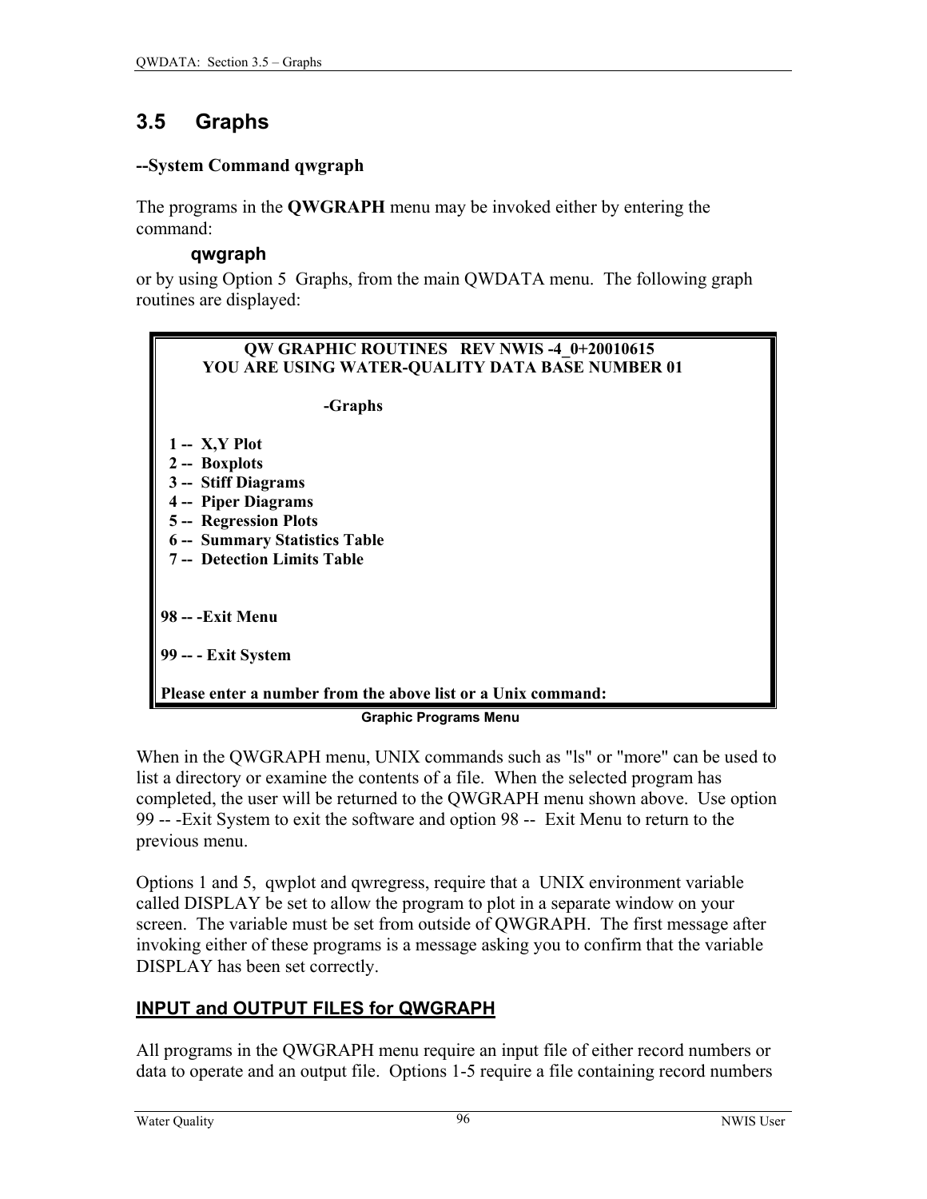## 3.5 Graphs

**--System Command qwgraph**

The programs in the **QWGRAPH** menu may be invoked either by entering the command:

**qwgraph**

or by using Option 5 Graphs, from the main QWDATA menu. The following graph routines are displayed:

```
              QW GRAPHIC ROUTINES   REV NWIS -4_0+20010615
        YOU ARE USING WATER-QUALITY DATA BASE NUMBER 01

                          -Graphs

  1 --  X,Y Plot
  2 --  Boxplots
  3 --  Stiff Diagrams
  4 --  Piper Diagrams
  5 --  Regression Plots
  6 --  Summary Statistics Table
  7 --  Detection Limits Table


98 -- -Exit Menu

99 -- - Exit System

Please enter a number from the above list or a Unix command:
```

**Graphic Programs Menu**

When in the QWGRAPH menu, UNIX commands such as "ls" or "more" can be used to list a directory or examine the contents of a file. When the selected program has completed, the user will be returned to the QWGRAPH menu shown above. Use option 99 -- -Exit System to exit the software and option 98 -- Exit Menu to return to the previous menu.

Options 1 and 5, qwplot and qwregress, require that a UNIX environment variable called DISPLAY be set to allow the program to plot in a separate window on your screen. The variable must be set from outside of QWGRAPH. The first message after invoking either of these programs is a message asking you to confirm that the variable DISPLAY has been set correctly.

### INPUT and OUTPUT FILES for QWGRAPH

All programs in the QWGRAPH menu require an input file of either record numbers or data to operate and an output file. Options 1-5 require a file containing record numbers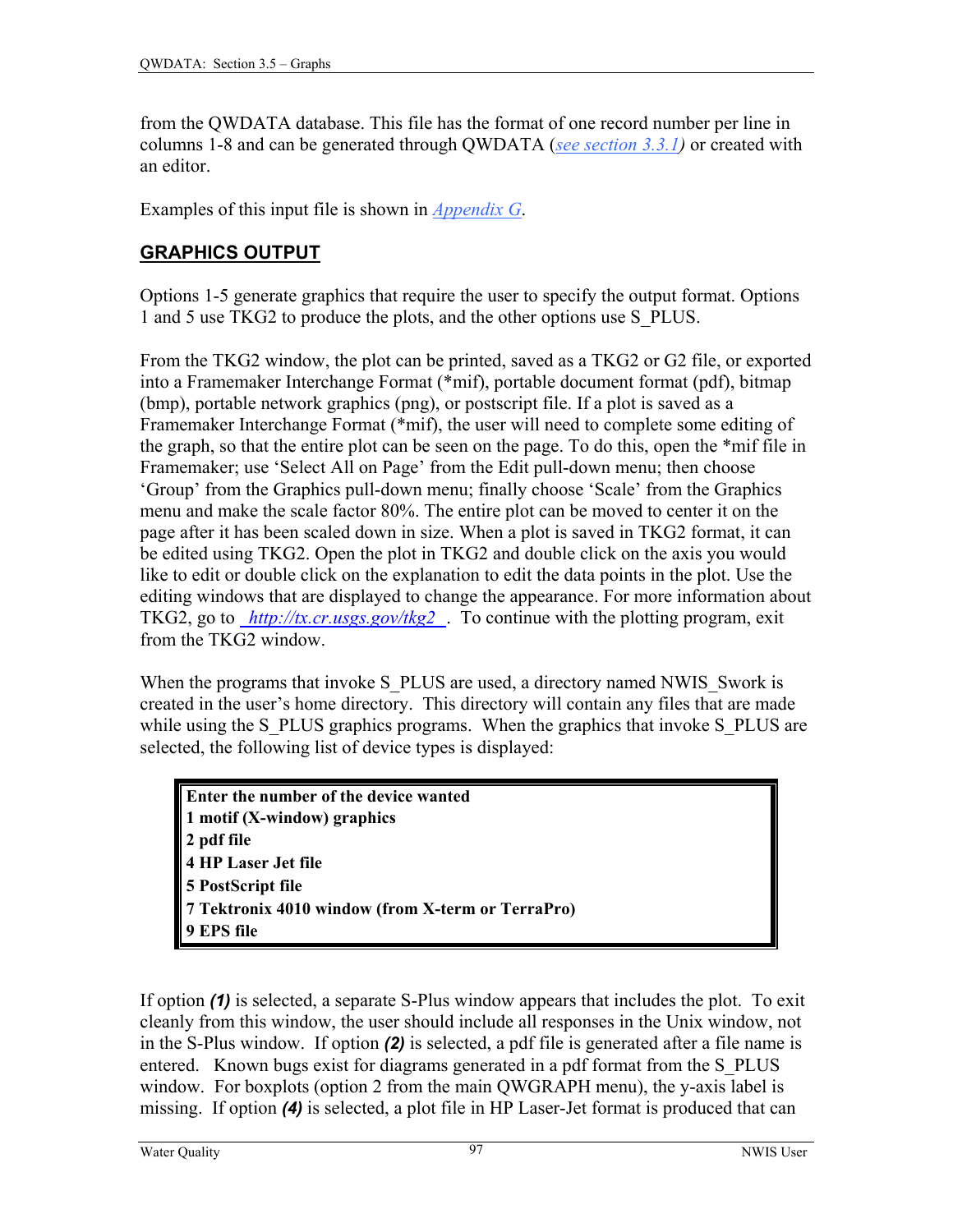from the QWDATA database. This file has the format of one record number per line in columns 1-8 and can be generated through QWDATA (*see section 3.3.1*) or created with an editor.

Examples of this input file is shown in *Appendix G*.

## GRAPHICS OUTPUT

Options 1-5 generate graphics that require the user to specify the output format. Options 1 and 5 use TKG2 to produce the plots, and the other options use S_PLUS.

From the TKG2 window, the plot can be printed, saved as a TKG2 or G2 file, or exported into a Framemaker Interchange Format (*mif), portable document format (pdf), bitmap (bmp), portable network graphics (png), or postscript file. If a plot is saved as a Framemaker Interchange Format (*mif), the user will need to complete some editing of the graph, so that the entire plot can be seen on the page. To do this, open the *mif file in Framemaker; use 'Select All on Page' from the Edit pull-down menu; then choose 'Group' from the Graphics pull-down menu; finally choose 'Scale' from the Graphics menu and make the scale factor 80%. The entire plot can be moved to center it on the page after it has been scaled down in size. When a plot is saved in TKG2 format, it can be edited using TKG2. Open the plot in TKG2 and double click on the axis you would like to edit or double click on the explanation to edit the data points in the plot. Use the editing windows that are displayed to change the appearance. For more information about TKG2, go to *http://tx.cr.usgs.gov/tkg2*. To continue with the plotting program, exit from the TKG2 window.

When the programs that invoke S_PLUS are used, a directory named NWIS_Swork is created in the user's home directory. This directory will contain any files that are made while using the S_PLUS graphics programs. When the graphics that invoke S_PLUS are selected, the following list of device types is displayed:

```
Enter the number of the device wanted
1 motif (X-window) graphics
2 pdf file
4 HP Laser Jet file
5 PostScript file
7 Tektronix 4010 window (from X-term or TerraPro)
9 EPS file
```

If option ***(1)*** is selected, a separate S-Plus window appears that includes the plot. To exit cleanly from this window, the user should include all responses in the Unix window, not in the S-Plus window. If option ***(2)*** is selected, a pdf file is generated after a file name is entered. Known bugs exist for diagrams generated in a pdf format from the S_PLUS window. For boxplots (option 2 from the main QWGRAPH menu), the y-axis label is missing. If option ***(4)*** is selected, a plot file in HP Laser-Jet format is produced that can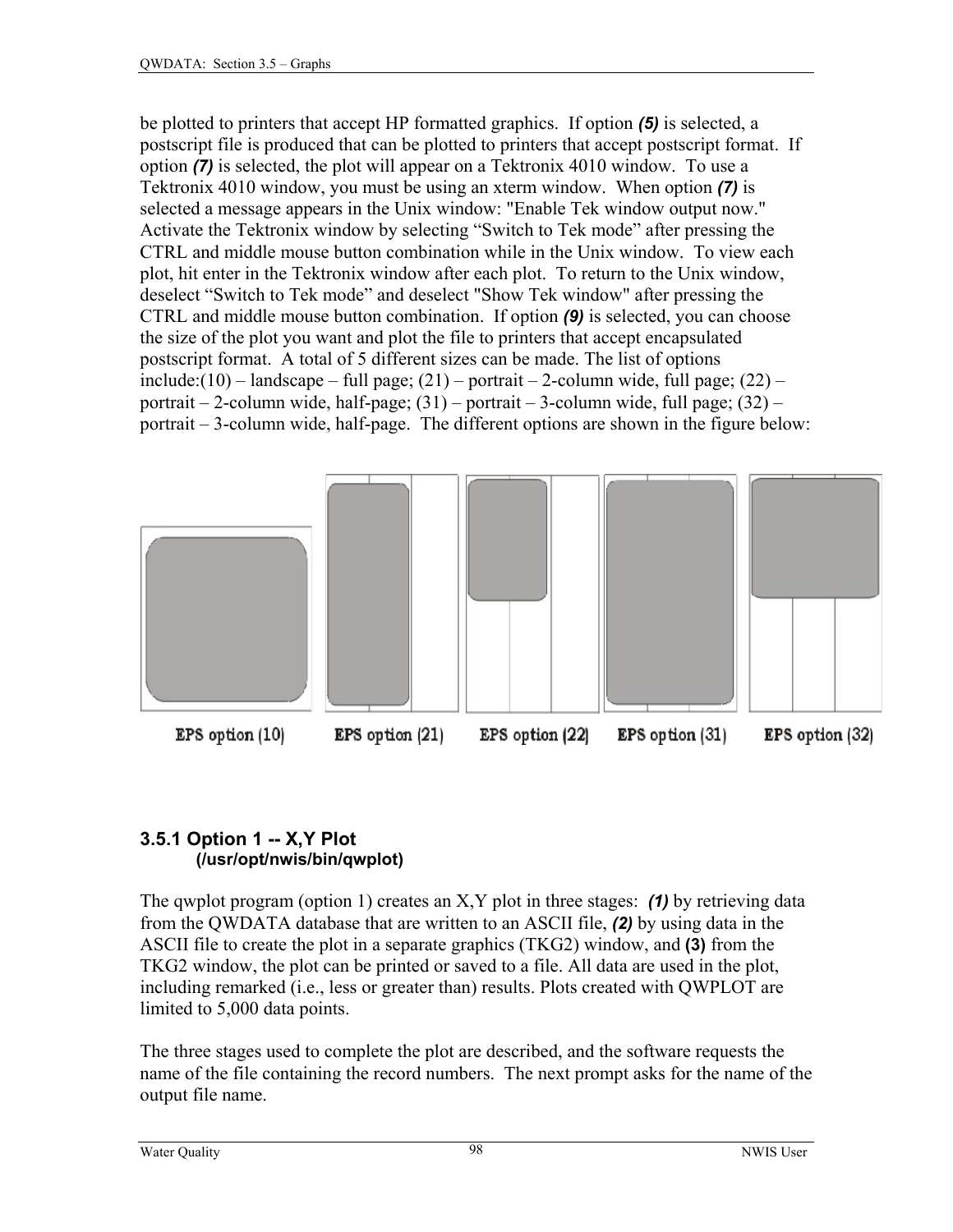be plotted to printers that accept HP formatted graphics.  If option ***(5)*** is selected, a postscript file is produced that can be plotted to printers that accept postscript format.  If option ***(7)*** is selected, the plot will appear on a Tektronix 4010 window.  To use a Tektronix 4010 window, you must be using an xterm window.  When option ***(7)*** is selected a message appears in the Unix window: "Enable Tek window output now." Activate the Tektronix window by selecting “Switch to Tek mode” after pressing the CTRL and middle mouse button combination while in the Unix window.  To view each plot, hit enter in the Tektronix window after each plot.  To return to the Unix window, deselect “Switch to Tek mode” and deselect "Show Tek window" after pressing the CTRL and middle mouse button combination.  If option ***(9)*** is selected, you can choose the size of the plot you want and plot the file to printers that accept encapsulated postscript format.  A total of 5 different sizes can be made. The list of options include:(10) – landscape – full page; (21) – portrait – 2-column wide, full page; (22) – portrait – 2-column wide, half-page; (31) – portrait – 3-column wide, full page; (32) – portrait – 3-column wide, half-page.  The different options are shown in the figure below:

**EPS option (10)** **EPS option (21)** **EPS option (22)** **EPS option (31)** **EPS option (32)**

### 3.5.1 Option 1 -- X,Y Plot
**(/usr/opt/nwis/bin/qwplot)**

The qwplot program (option 1) creates an X,Y plot in three stages:  ***(1)*** by retrieving data from the QWDATA database that are written to an ASCII file, ***(2)*** by using data in the ASCII file to create the plot in a separate graphics (TKG2) window, and **(3)** from the TKG2 window, the plot can be printed or saved to a file. All data are used in the plot, including remarked (i.e., less or greater than) results. Plots created with QWPLOT are limited to 5,000 data points.

The three stages used to complete the plot are described, and the software requests the name of the file containing the record numbers.  The next prompt asks for the name of the output file name.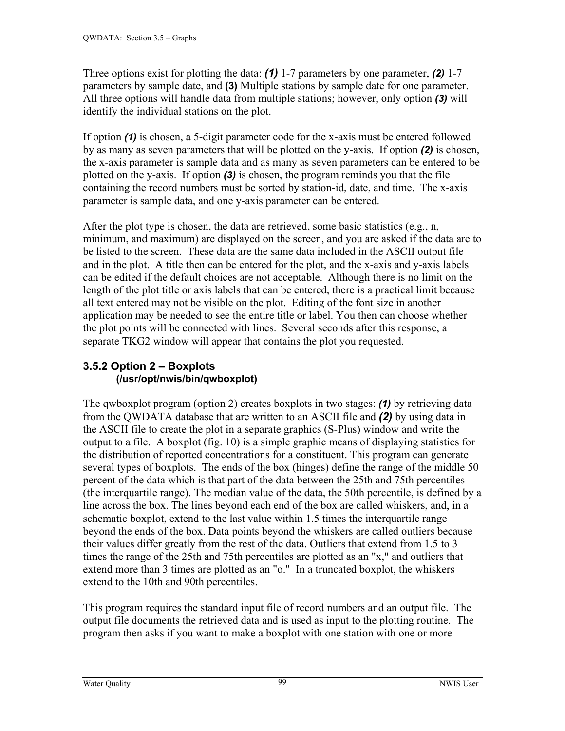Three options exist for plotting the data: ***(1)*** 1-7 parameters by one parameter, ***(2)*** 1-7 parameters by sample date, and **(3)** Multiple stations by sample date for one parameter. All three options will handle data from multiple stations; however, only option ***(3)*** will identify the individual stations on the plot.

If option ***(1)*** is chosen, a 5-digit parameter code for the x-axis must be entered followed by as many as seven parameters that will be plotted on the y-axis. If option ***(2)*** is chosen, the x-axis parameter is sample data and as many as seven parameters can be entered to be plotted on the y-axis. If option ***(3)*** is chosen, the program reminds you that the file containing the record numbers must be sorted by station-id, date, and time. The x-axis parameter is sample data, and one y-axis parameter can be entered.

After the plot type is chosen, the data are retrieved, some basic statistics (e.g., n, minimum, and maximum) are displayed on the screen, and you are asked if the data are to be listed to the screen. These data are the same data included in the ASCII output file and in the plot. A title then can be entered for the plot, and the x-axis and y-axis labels can be edited if the default choices are not acceptable. Although there is no limit on the length of the plot title or axis labels that can be entered, there is a practical limit because all text entered may not be visible on the plot. Editing of the font size in another application may be needed to see the entire title or label. You then can choose whether the plot points will be connected with lines. Several seconds after this response, a separate TKG2 window will appear that contains the plot you requested.

### 3.5.2 Option 2 – Boxplots
**(/usr/opt/nwis/bin/qwboxplot)**

The qwboxplot program (option 2) creates boxplots in two stages: ***(1)*** by retrieving data from the QWDATA database that are written to an ASCII file and ***(2)*** by using data in the ASCII file to create the plot in a separate graphics (S-Plus) window and write the output to a file. A boxplot (fig. 10) is a simple graphic means of displaying statistics for the distribution of reported concentrations for a constituent. This program can generate several types of boxplots. The ends of the box (hinges) define the range of the middle 50 percent of the data which is that part of the data between the 25th and 75th percentiles (the interquartile range). The median value of the data, the 50th percentile, is defined by a line across the box. The lines beyond each end of the box are called whiskers, and, in a schematic boxplot, extend to the last value within 1.5 times the interquartile range beyond the ends of the box. Data points beyond the whiskers are called outliers because their values differ greatly from the rest of the data. Outliers that extend from 1.5 to 3 times the range of the 25th and 75th percentiles are plotted as an "x," and outliers that extend more than 3 times are plotted as an "o." In a truncated boxplot, the whiskers extend to the 10th and 90th percentiles.

This program requires the standard input file of record numbers and an output file. The output file documents the retrieved data and is used as input to the plotting routine. The program then asks if you want to make a boxplot with one station with one or more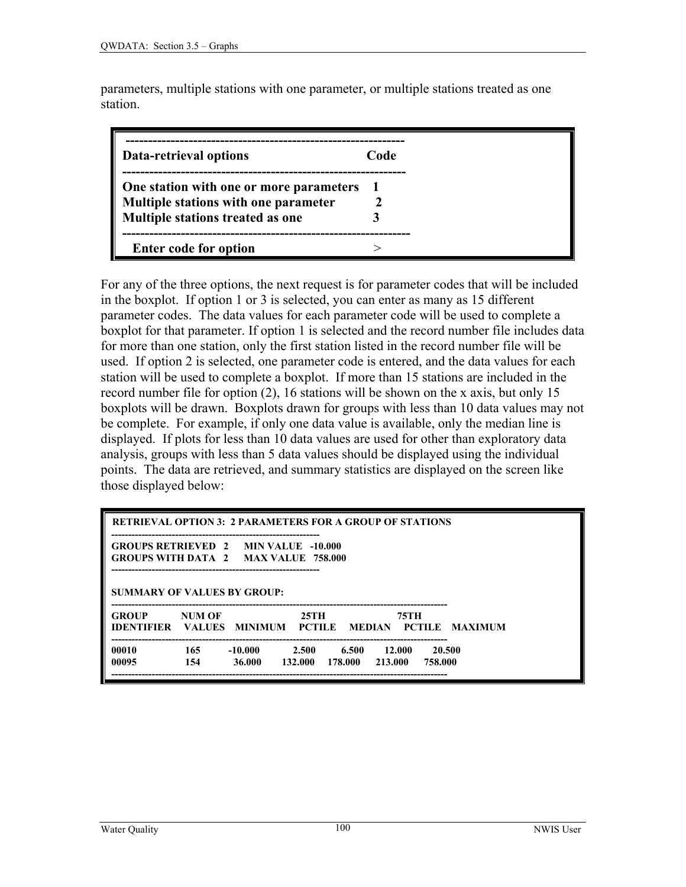parameters, multiple stations with one parameter, or multiple stations treated as one station.

```
 ------------------------------------------------------------
Data-retrieval options                          Code
------------------------------------------------------------
One station with one or more parameters    1
Multiple stations with one parameter          2
Multiple stations treated as one               3
--------------------------------------------------------------
   Enter code for option                          >
```

For any of the three options, the next request is for parameter codes that will be included in the boxplot. If option 1 or 3 is selected, you can enter as many as 15 different parameter codes. The data values for each parameter code will be used to complete a boxplot for that parameter. If option 1 is selected and the record number file includes data for more than one station, only the first station listed in the record number file will be used. If option 2 is selected, one parameter code is entered, and the data values for each station will be used to complete a boxplot. If more than 15 stations are included in the record number file for option (2), 16 stations will be shown on the x axis, but only 15 boxplots will be drawn. Boxplots drawn for groups with less than 10 data values may not be complete. For example, if only one data value is available, only the median line is displayed. If plots for less than 10 data values are used for other than exploratory data analysis, groups with less than 5 data values should be displayed using the individual points. The data are retrieved, and summary statistics are displayed on the screen like those displayed below:

```
 RETRIEVAL OPTION 3:  2 PARAMETERS FOR A GROUP OF STATIONS
------------------------------------------------------------
GROUPS RETRIEVED   2     MIN VALUE   -10.000
GROUPS WITH DATA   2     MAX VALUE   758.000
------------------------------------------------------------

SUMMARY OF VALUES BY GROUP:
-----------------------------------------------------------------------------------------------
GROUP          NUM OF                  25TH                 75TH
IDENTIFIER    VALUES   MINIMUM    PCTILE    MEDIAN    PCTILE   MAXIMUM
-----------------------------------------------------------------------------------------------
00010           165        -10.000        2.500       6.500      12.000      20.500
00095           154         36.000      132.000    178.000    213.000     758.000
-----------------------------------------------------------------------------------------------
```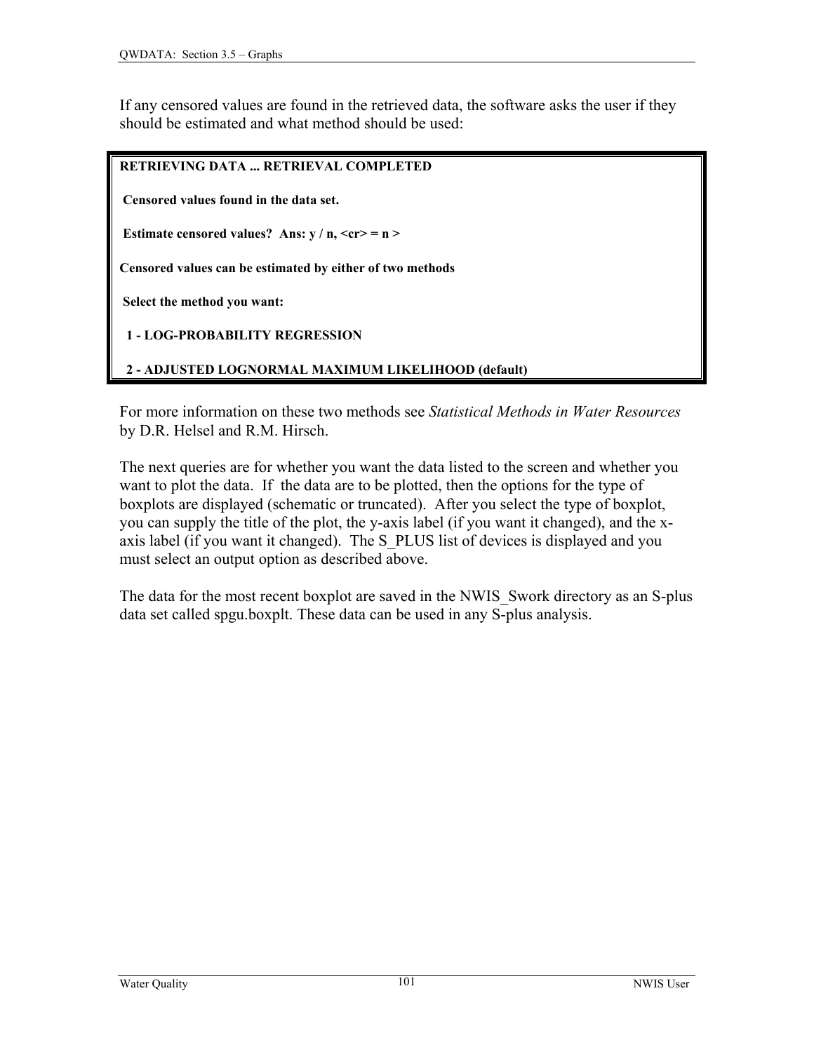If any censored values are found in the retrieved data, the software asks the user if they should be estimated and what method should be used:

```
RETRIEVING DATA ... RETRIEVAL COMPLETED

 Censored values found in the data set.

 Estimate censored values?  Ans: y / n, <cr> = n >

Censored values can be estimated by either of two methods

 Select the method you want:

  1 - LOG-PROBABILITY REGRESSION

  2 - ADJUSTED LOGNORMAL MAXIMUM LIKELIHOOD (default)
```

For more information on these two methods see *Statistical Methods in Water Resources* by D.R. Helsel and R.M. Hirsch.

The next queries are for whether you want the data listed to the screen and whether you want to plot the data. If the data are to be plotted, then the options for the type of boxplots are displayed (schematic or truncated). After you select the type of boxplot, you can supply the title of the plot, the y-axis label (if you want it changed), and the x-axis label (if you want it changed). The S_PLUS list of devices is displayed and you must select an output option as described above.

The data for the most recent boxplot are saved in the NWIS_Swork directory as an S-plus data set called spgu.boxplt. These data can be used in any S-plus analysis.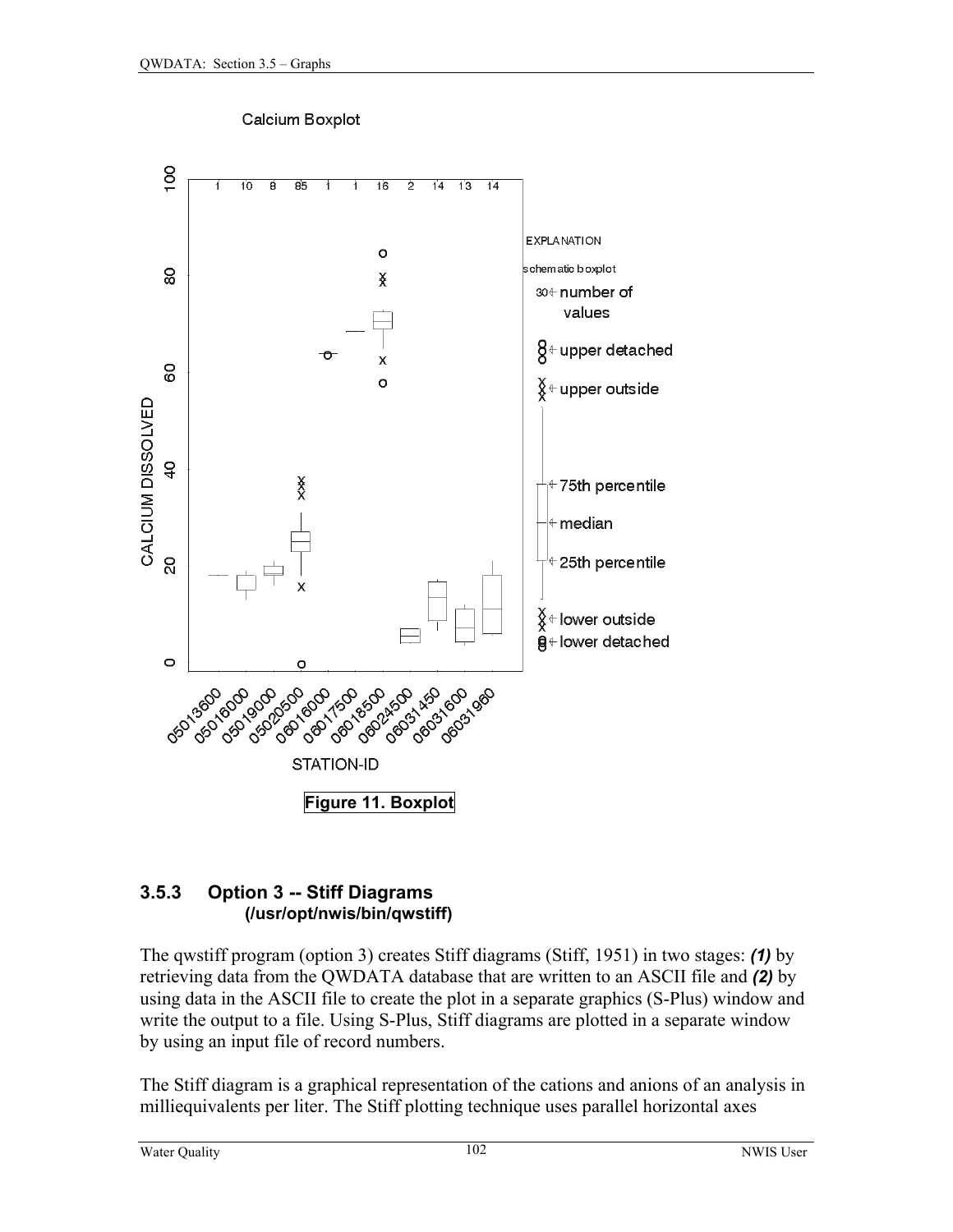Calcium Boxplot

Figure 11. Boxplot

### 3.5.3 Option 3 -- Stiff Diagrams (/usr/opt/nwis/bin/qwstiff)

The qwstiff program (option 3) creates Stiff diagrams (Stiff, 1951) in two stages: ***(1)*** by retrieving data from the QWDATA database that are written to an ASCII file and ***(2)*** by using data in the ASCII file to create the plot in a separate graphics (S-Plus) window and write the output to a file. Using S-Plus, Stiff diagrams are plotted in a separate window by using an input file of record numbers.

The Stiff diagram is a graphical representation of the cations and anions of an analysis in milliequivalents per liter. The Stiff plotting technique uses parallel horizontal axes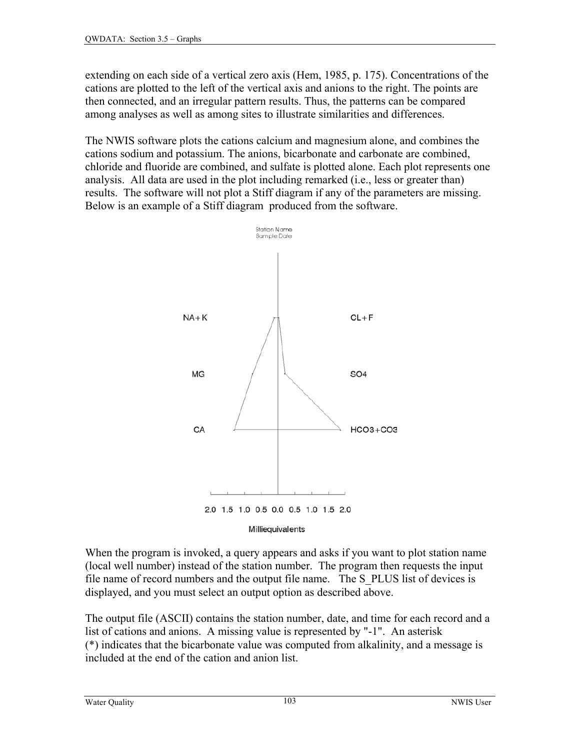extending on each side of a vertical zero axis (Hem, 1985, p. 175). Concentrations of the cations are plotted to the left of the vertical axis and anions to the right. The points are then connected, and an irregular pattern results. Thus, the patterns can be compared among analyses as well as among sites to illustrate similarities and differences.

The NWIS software plots the cations calcium and magnesium alone, and combines the cations sodium and potassium. The anions, bicarbonate and carbonate are combined, chloride and fluoride are combined, and sulfate is plotted alone. Each plot represents one analysis. All data are used in the plot including remarked (i.e., less or greater than) results. The software will not plot a Stiff diagram if any of the parameters are missing. Below is an example of a Stiff diagram produced from the software.

Station Name
Sample Date

NA+K CL+F

MG SO4

CA HCO3+CO3

2.0 1.5 1.0 0.5 0.0 0.5 1.0 1.5 2.0

Milliequivalents

When the program is invoked, a query appears and asks if you want to plot station name (local well number) instead of the station number. The program then requests the input file name of record numbers and the output file name. The S_PLUS list of devices is displayed, and you must select an output option as described above.

The output file (ASCII) contains the station number, date, and time for each record and a list of cations and anions. A missing value is represented by "-1". An asterisk (*) indicates that the bicarbonate value was computed from alkalinity, and a message is included at the end of the cation and anion list.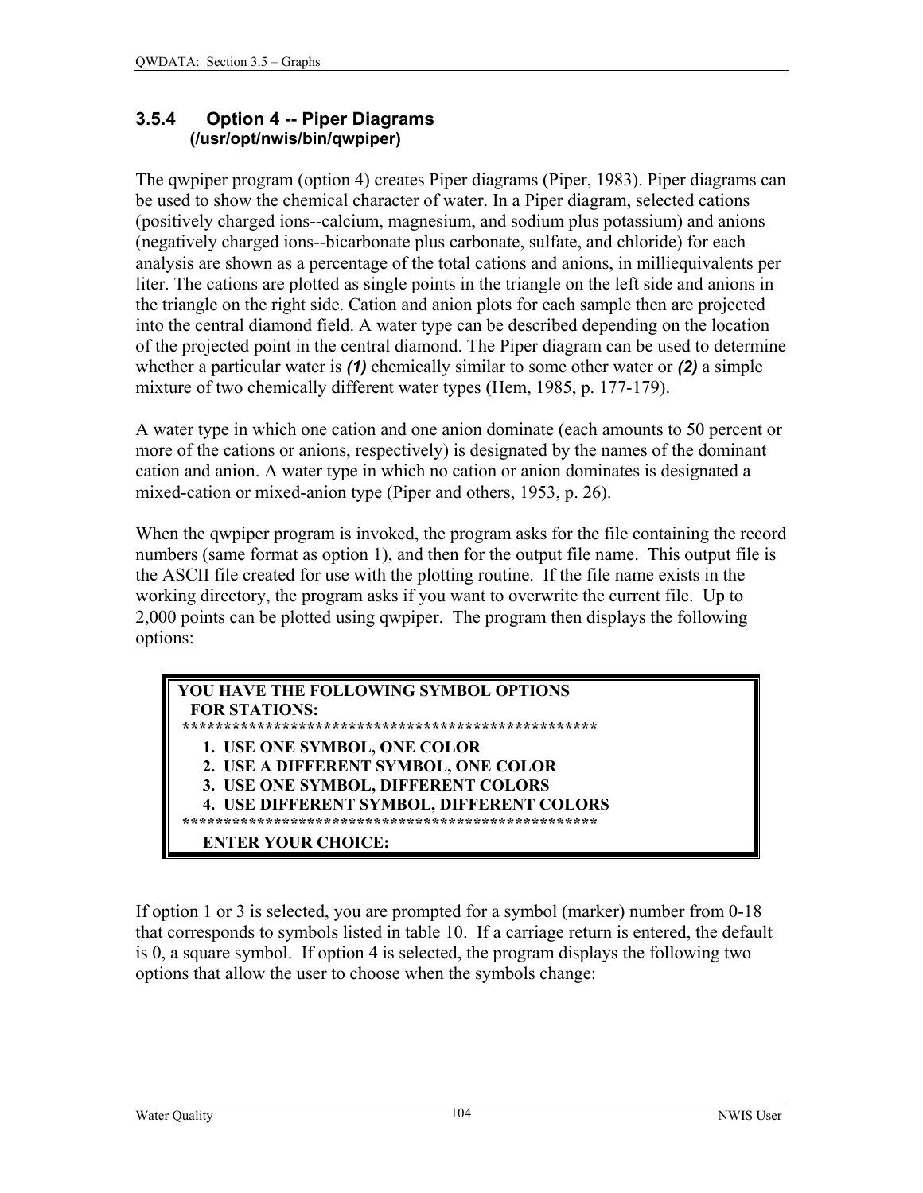### 3.5.4 Option 4 -- Piper Diagrams
**(/usr/opt/nwis/bin/qwpiper)**

The qwpiper program (option 4) creates Piper diagrams (Piper, 1983). Piper diagrams can be used to show the chemical character of water. In a Piper diagram, selected cations (positively charged ions--calcium, magnesium, and sodium plus potassium) and anions (negatively charged ions--bicarbonate plus carbonate, sulfate, and chloride) for each analysis are shown as a percentage of the total cations and anions, in milliequivalents per liter. The cations are plotted as single points in the triangle on the left side and anions in the triangle on the right side. Cation and anion plots for each sample then are projected into the central diamond field. A water type can be described depending on the location of the projected point in the central diamond. The Piper diagram can be used to determine whether a particular water is ***(1)*** chemically similar to some other water or ***(2)*** a simple mixture of two chemically different water types (Hem, 1985, p. 177-179).

A water type in which one cation and one anion dominate (each amounts to 50 percent or more of the cations or anions, respectively) is designated by the names of the dominant cation and anion. A water type in which no cation or anion dominates is designated a mixed-cation or mixed-anion type (Piper and others, 1953, p. 26).

When the qwpiper program is invoked, the program asks for the file containing the record numbers (same format as option 1), and then for the output file name. This output file is the ASCII file created for use with the plotting routine. If the file name exists in the working directory, the program asks if you want to overwrite the current file. Up to 2,000 points can be plotted using qwpiper. The program then displays the following options:

```
YOU HAVE THE FOLLOWING SYMBOL OPTIONS
  FOR STATIONS:
****************************************************
    1. USE ONE SYMBOL, ONE COLOR
    2. USE A DIFFERENT SYMBOL, ONE COLOR
    3. USE ONE SYMBOL, DIFFERENT COLORS
    4. USE DIFFERENT SYMBOL, DIFFERENT COLORS
****************************************************
    ENTER YOUR CHOICE:
```

If option 1 or 3 is selected, you are prompted for a symbol (marker) number from 0-18 that corresponds to symbols listed in table 10. If a carriage return is entered, the default is 0, a square symbol. If option 4 is selected, the program displays the following two options that allow the user to choose when the symbols change: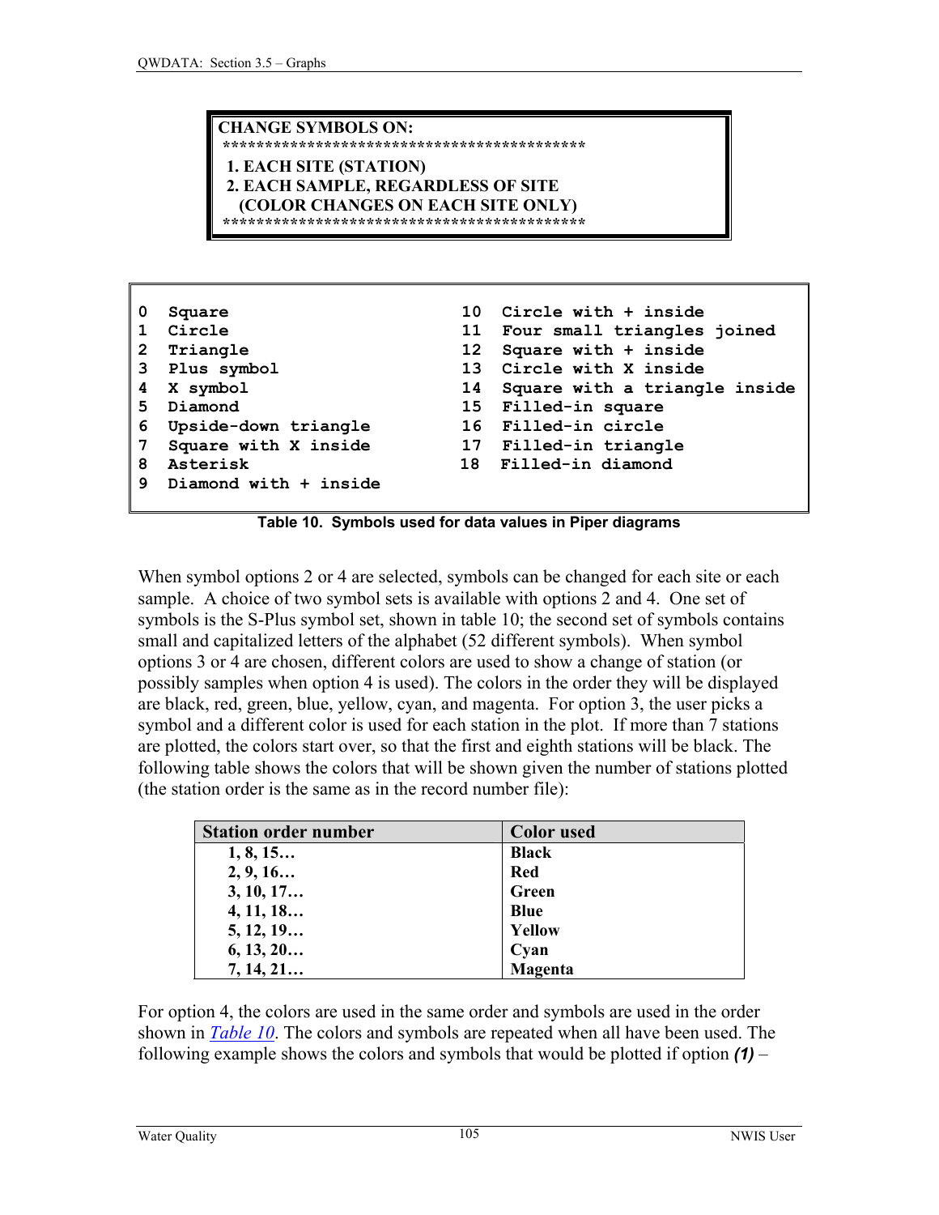```
CHANGE SYMBOLS ON:
*******************************************
 1. EACH SITE (STATION)
 2. EACH SAMPLE, REGARDLESS OF SITE
   (COLOR CHANGES ON EACH SITE ONLY)
*******************************************
```

```
0  Square                    10  Circle with + inside
1  Circle                    11  Four small triangles joined
2  Triangle                  12  Square with + inside
3  Plus symbol               13  Circle with X inside
4  X symbol                  14  Square with a triangle inside
5  Diamond                   15  Filled-in square
6  Upside-down triangle      16  Filled-in circle
7  Square with X inside      17  Filled-in triangle
8  Asterisk                  18  Filled-in diamond
9  Diamond with + inside
```

**Table 10. Symbols used for data values in Piper diagrams**

When symbol options 2 or 4 are selected, symbols can be changed for each site or each sample. A choice of two symbol sets is available with options 2 and 4. One set of symbols is the S-Plus symbol set, shown in table 10; the second set of symbols contains small and capitalized letters of the alphabet (52 different symbols). When symbol options 3 or 4 are chosen, different colors are used to show a change of station (or possibly samples when option 4 is used). The colors in the order they will be displayed are black, red, green, blue, yellow, cyan, and magenta. For option 3, the user picks a symbol and a different color is used for each station in the plot. If more than 7 stations are plotted, the colors start over, so that the first and eighth stations will be black. The following table shows the colors that will be shown given the number of stations plotted (the station order is the same as in the record number file):

| Station order number | Color used |
|---|---|
| 1, 8, 15… | Black |
| 2, 9, 16… | Red |
| 3, 10, 17… | Green |
| 4, 11, 18… | Blue |
| 5, 12, 19… | Yellow |
| 6, 13, 20… | Cyan |
| 7, 14, 21… | Magenta |

For option 4, the colors are used in the same order and symbols are used in the order shown in *Table 10*. The colors and symbols are repeated when all have been used. The following example shows the colors and symbols that would be plotted if option ***(1)*** –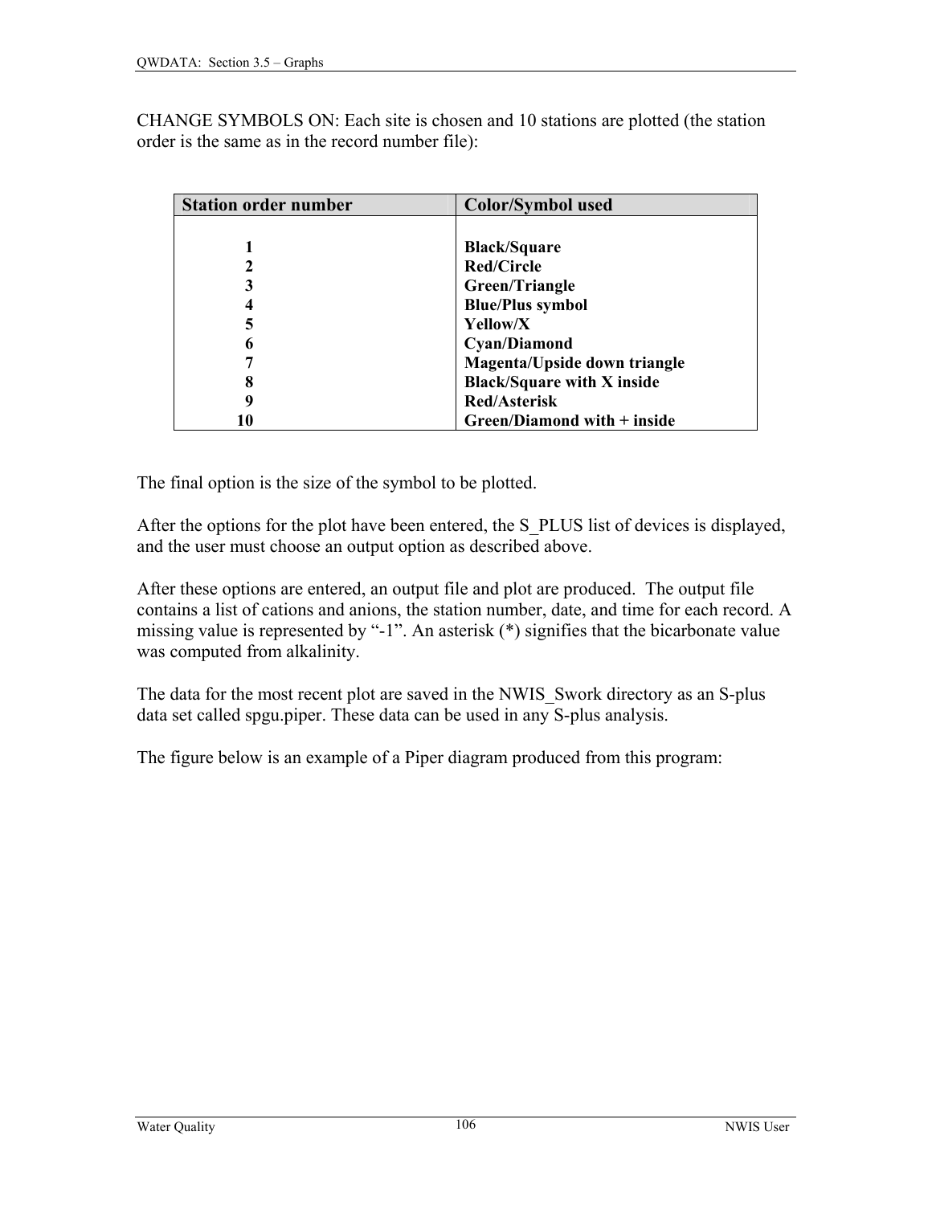CHANGE SYMBOLS ON: Each site is chosen and 10 stations are plotted (the station order is the same as in the record number file):

| Station order number | Color/Symbol used |
|---|---|
| **1** | **Black/Square** |
| **2** | **Red/Circle** |
| **3** | **Green/Triangle** |
| **4** | **Blue/Plus symbol** |
| **5** | **Yellow/X** |
| **6** | **Cyan/Diamond** |
| **7** | **Magenta/Upside down triangle** |
| **8** | **Black/Square with X inside** |
| **9** | **Red/Asterisk** |
| **10** | **Green/Diamond with + inside** |

The final option is the size of the symbol to be plotted.

After the options for the plot have been entered, the S_PLUS list of devices is displayed, and the user must choose an output option as described above.

After these options are entered, an output file and plot are produced. The output file contains a list of cations and anions, the station number, date, and time for each record. A missing value is represented by "-1". An asterisk (*) signifies that the bicarbonate value was computed from alkalinity.

The data for the most recent plot are saved in the NWIS_Swork directory as an S-plus data set called spgu.piper. These data can be used in any S-plus analysis.

The figure below is an example of a Piper diagram produced from this program: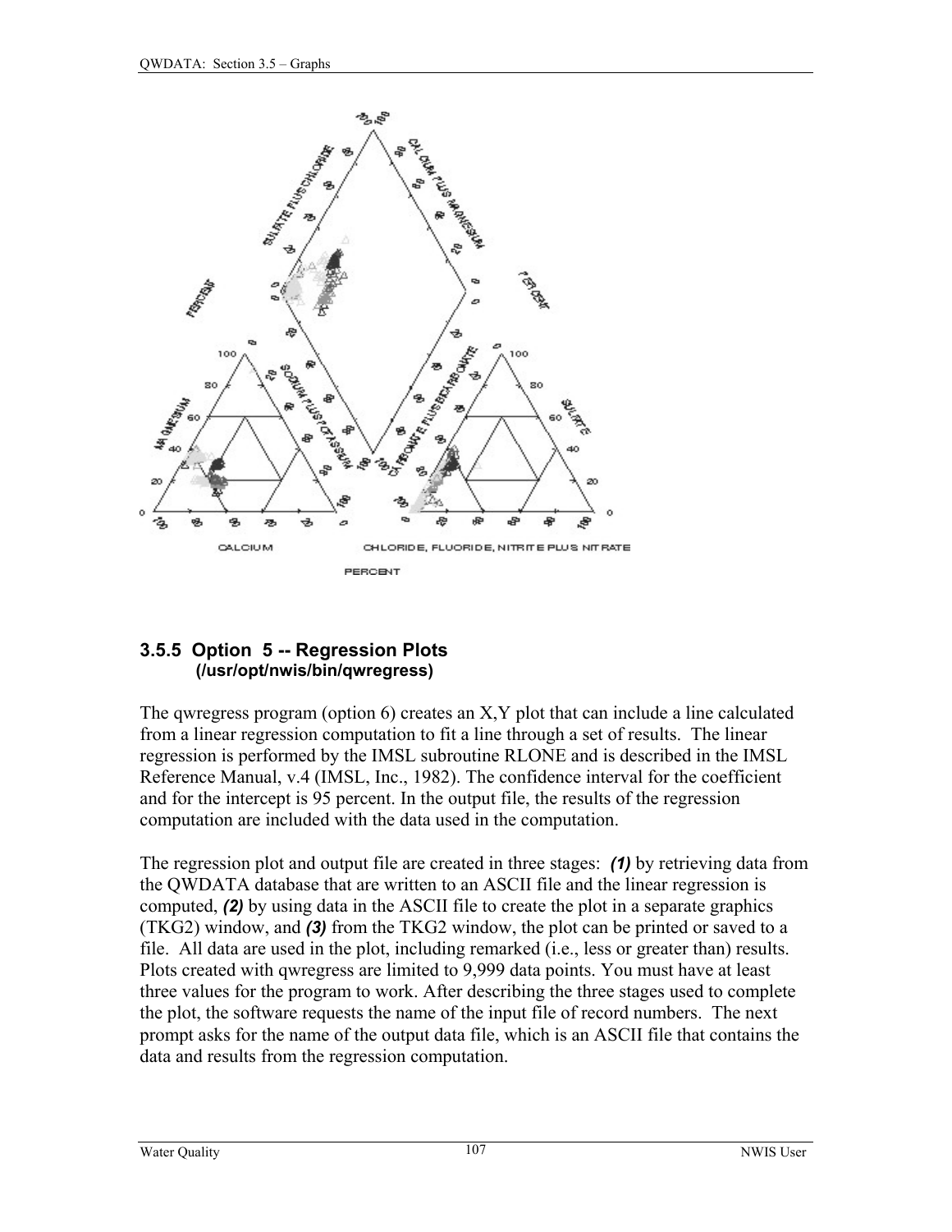### 3.5.5 Option 5 -- Regression Plots
**(/usr/opt/nwis/bin/qwregress)**

The qwregress program (option 6) creates an X,Y plot that can include a line calculated from a linear regression computation to fit a line through a set of results. The linear regression is performed by the IMSL subroutine RLONE and is described in the IMSL Reference Manual, v.4 (IMSL, Inc., 1982). The confidence interval for the coefficient and for the intercept is 95 percent. In the output file, the results of the regression computation are included with the data used in the computation.

The regression plot and output file are created in three stages: ***(1)*** by retrieving data from the QWDATA database that are written to an ASCII file and the linear regression is computed, ***(2)*** by using data in the ASCII file to create the plot in a separate graphics (TKG2) window, and ***(3)*** from the TKG2 window, the plot can be printed or saved to a file. All data are used in the plot, including remarked (i.e., less or greater than) results. Plots created with qwregress are limited to 9,999 data points. You must have at least three values for the program to work. After describing the three stages used to complete the plot, the software requests the name of the input file of record numbers. The next prompt asks for the name of the output data file, which is an ASCII file that contains the data and results from the regression computation.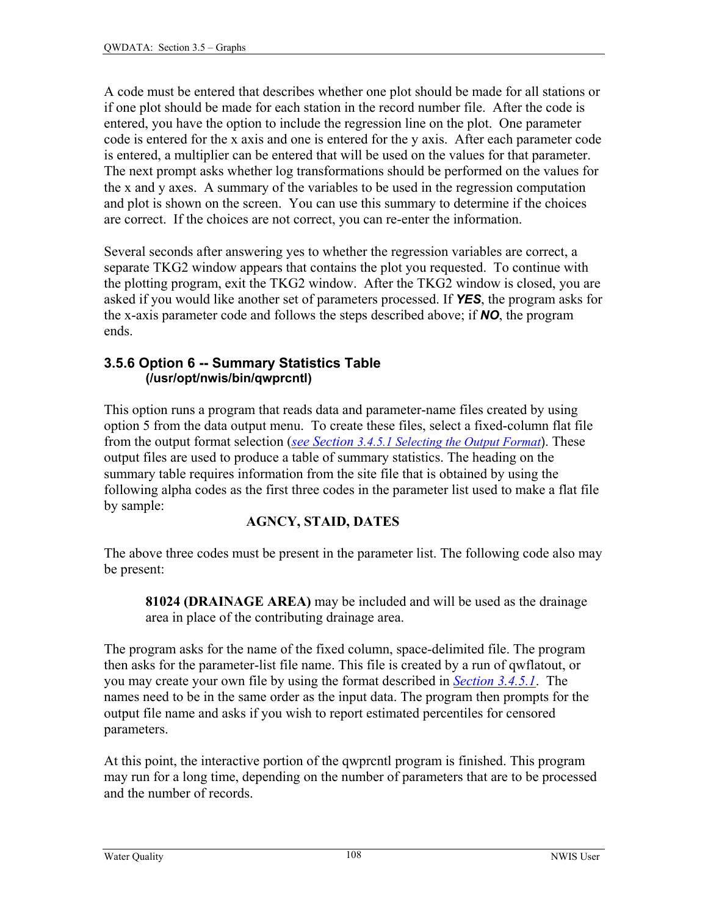A code must be entered that describes whether one plot should be made for all stations or if one plot should be made for each station in the record number file. After the code is entered, you have the option to include the regression line on the plot. One parameter code is entered for the x axis and one is entered for the y axis. After each parameter code is entered, a multiplier can be entered that will be used on the values for that parameter. The next prompt asks whether log transformations should be performed on the values for the x and y axes. A summary of the variables to be used in the regression computation and plot is shown on the screen. You can use this summary to determine if the choices are correct. If the choices are not correct, you can re-enter the information.

Several seconds after answering yes to whether the regression variables are correct, a separate TKG2 window appears that contains the plot you requested. To continue with the plotting program, exit the TKG2 window. After the TKG2 window is closed, you are asked if you would like another set of parameters processed. If ***YES***, the program asks for the x-axis parameter code and follows the steps described above; if ***NO***, the program ends.

### 3.5.6 Option 6 -- Summary Statistics Table
**(/usr/opt/nwis/bin/qwprcntl)**

This option runs a program that reads data and parameter-name files created by using option 5 from the data output menu. To create these files, select a fixed-column flat file from the output format selection (*see Section 3.4.5.1 Selecting the Output Format*). These output files are used to produce a table of summary statistics. The heading on the summary table requires information from the site file that is obtained by using the following alpha codes as the first three codes in the parameter list used to make a flat file by sample:

**AGNCY, STAID, DATES**

The above three codes must be present in the parameter list. The following code also may be present:

> **81024 (DRAINAGE AREA)** may be included and will be used as the drainage area in place of the contributing drainage area.

The program asks for the name of the fixed column, space-delimited file. The program then asks for the parameter-list file name. This file is created by a run of qwflatout, or you may create your own file by using the format described in *Section 3.4.5.1*. The names need to be in the same order as the input data. The program then prompts for the output file name and asks if you wish to report estimated percentiles for censored parameters.

At this point, the interactive portion of the qwprcntl program is finished. This program may run for a long time, depending on the number of parameters that are to be processed and the number of records.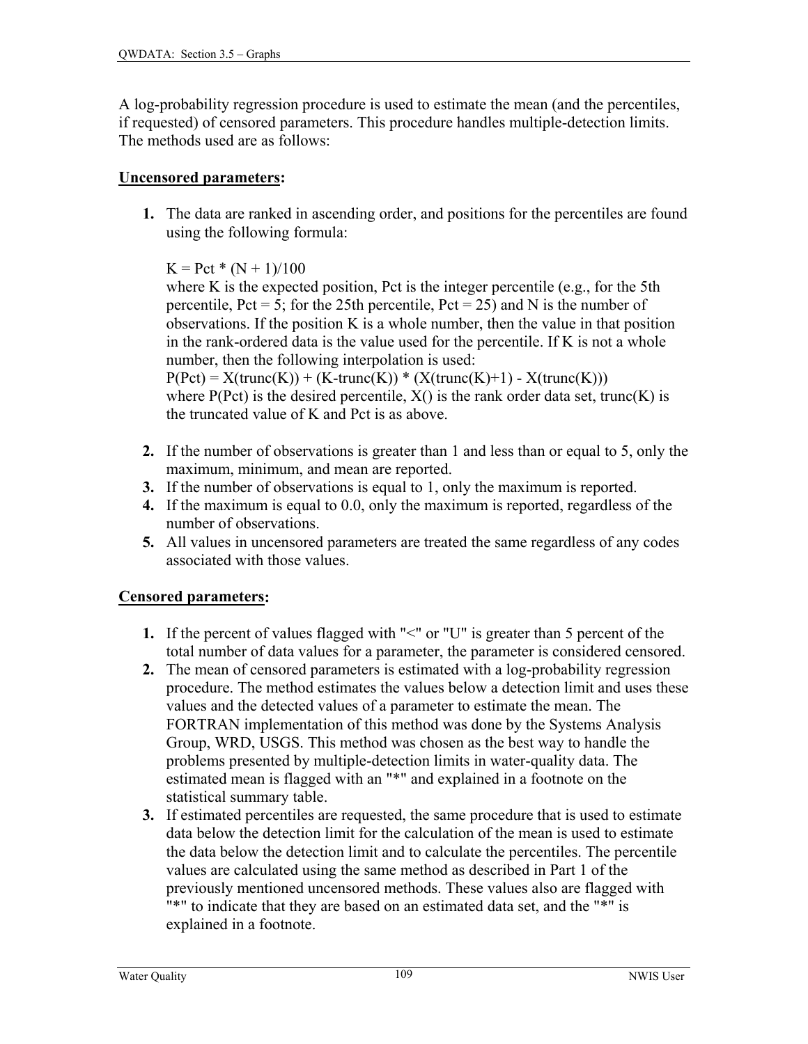A log-probability regression procedure is used to estimate the mean (and the percentiles, if requested) of censored parameters. This procedure handles multiple-detection limits. The methods used are as follows:

**Uncensored parameters:**

1. The data are ranked in ascending order, and positions for the percentiles are found using the following formula:

   $K = Pct * (N + 1)/100$
   where K is the expected position, Pct is the integer percentile (e.g., for the 5th percentile, Pct = 5; for the 25th percentile, Pct = 25) and N is the number of observations. If the position K is a whole number, then the value in that position in the rank-ordered data is the value used for the percentile. If K is not a whole number, then the following interpolation is used:
   $P(Pct) = X(trunc(K)) + (K-trunc(K)) * (X(trunc(K)+1) - X(trunc(K)))$
   where P(Pct) is the desired percentile, X() is the rank order data set, trunc(K) is the truncated value of K and Pct is as above.

2. If the number of observations is greater than 1 and less than or equal to 5, only the maximum, minimum, and mean are reported.
3. If the number of observations is equal to 1, only the maximum is reported.
4. If the maximum is equal to 0.0, only the maximum is reported, regardless of the number of observations.
5. All values in uncensored parameters are treated the same regardless of any codes associated with those values.

**Censored parameters:**

1. If the percent of values flagged with "<" or "U" is greater than 5 percent of the total number of data values for a parameter, the parameter is considered censored.
2. The mean of censored parameters is estimated with a log-probability regression procedure. The method estimates the values below a detection limit and uses these values and the detected values of a parameter to estimate the mean. The FORTRAN implementation of this method was done by the Systems Analysis Group, WRD, USGS. This method was chosen as the best way to handle the problems presented by multiple-detection limits in water-quality data. The estimated mean is flagged with an "*" and explained in a footnote on the statistical summary table.
3. If estimated percentiles are requested, the same procedure that is used to estimate data below the detection limit for the calculation of the mean is used to estimate the data below the detection limit and to calculate the percentiles. The percentile values are calculated using the same method as described in Part 1 of the previously mentioned uncensored methods. These values also are flagged with "*" to indicate that they are based on an estimated data set, and the "*" is explained in a footnote.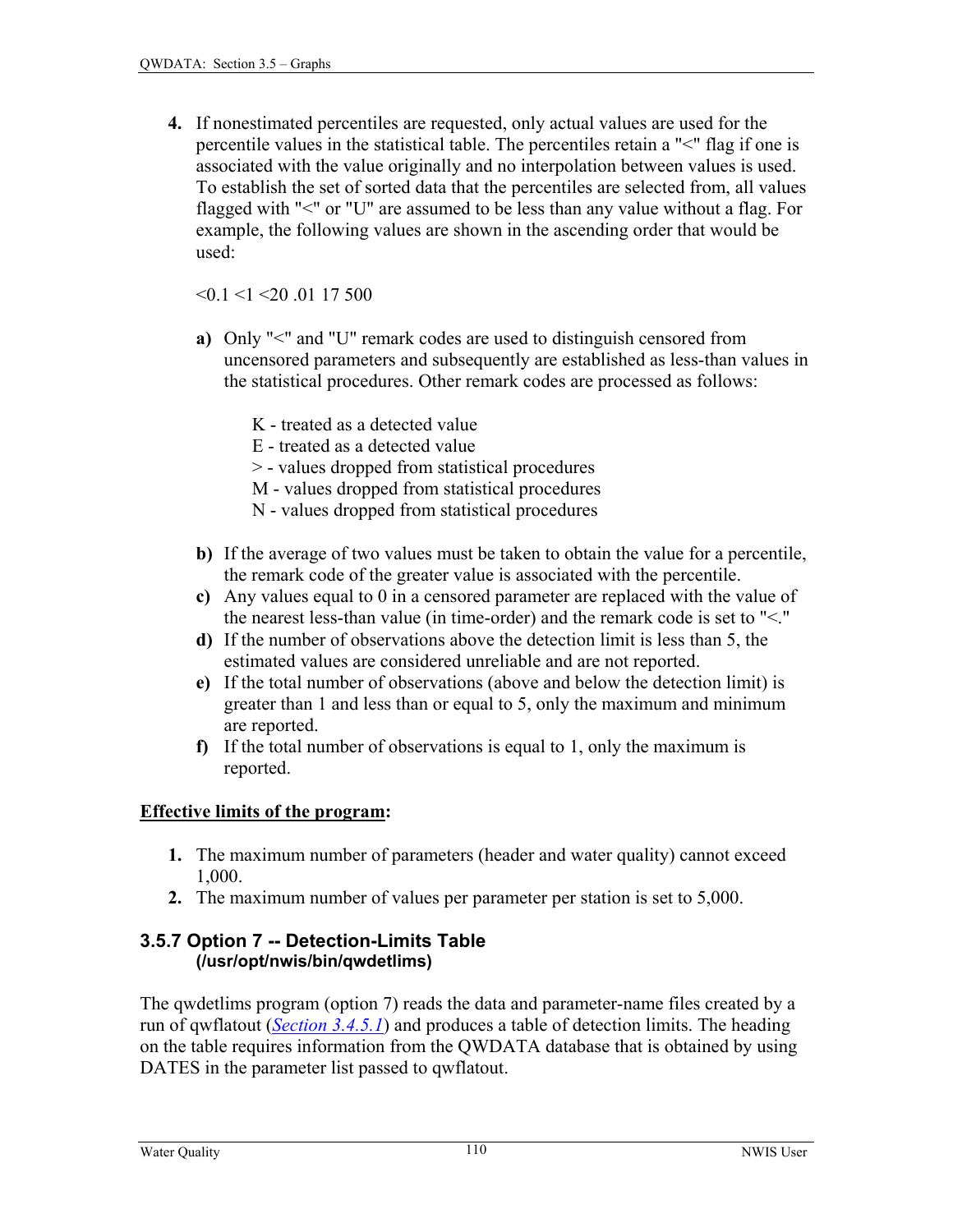4. If nonestimated percentiles are requested, only actual values are used for the percentile values in the statistical table. The percentiles retain a "<" flag if one is associated with the value originally and no interpolation between values is used. To establish the set of sorted data that the percentiles are selected from, all values flagged with "<" or "U" are assumed to be less than any value without a flag. For example, the following values are shown in the ascending order that would be used:

   <0.1 <1 <20 .01 17 500

   a) Only "<" and "U" remark codes are used to distinguish censored from uncensored parameters and subsequently are established as less-than values in the statistical procedures. Other remark codes are processed as follows:

      K - treated as a detected value
      E - treated as a detected value
      > - values dropped from statistical procedures
      M - values dropped from statistical procedures
      N - values dropped from statistical procedures

   b) If the average of two values must be taken to obtain the value for a percentile, the remark code of the greater value is associated with the percentile.
   c) Any values equal to 0 in a censored parameter are replaced with the value of the nearest less-than value (in time-order) and the remark code is set to "<."
   d) If the number of observations above the detection limit is less than 5, the estimated values are considered unreliable and are not reported.
   e) If the total number of observations (above and below the detection limit) is greater than 1 and less than or equal to 5, only the maximum and minimum are reported.
   f) If the total number of observations is equal to 1, only the maximum is reported.

**Effective limits of the program:**

1. The maximum number of parameters (header and water quality) cannot exceed 1,000.
2. The maximum number of values per parameter per station is set to 5,000.

### 3.5.7 Option 7 -- Detection-Limits Table (/usr/opt/nwis/bin/qwdetlims)

The qwdetlims program (option 7) reads the data and parameter-name files created by a run of qwflatout (*Section 3.4.5.1*) and produces a table of detection limits. The heading on the table requires information from the QWDATA database that is obtained by using DATES in the parameter list passed to qwflatout.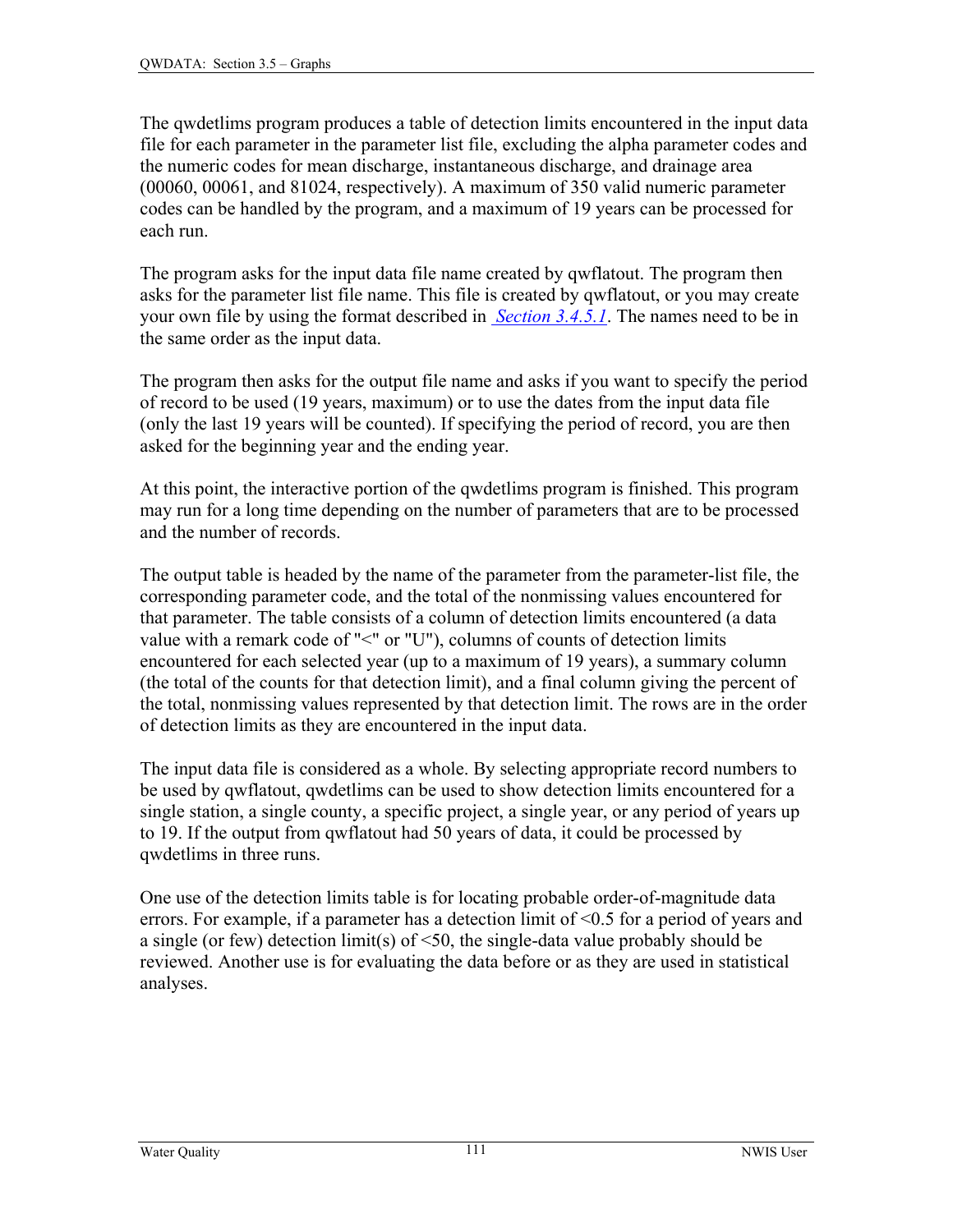The qwdetlims program produces a table of detection limits encountered in the input data file for each parameter in the parameter list file, excluding the alpha parameter codes and the numeric codes for mean discharge, instantaneous discharge, and drainage area (00060, 00061, and 81024, respectively). A maximum of 350 valid numeric parameter codes can be handled by the program, and a maximum of 19 years can be processed for each run.

The program asks for the input data file name created by qwflatout. The program then asks for the parameter list file name. This file is created by qwflatout, or you may create your own file by using the format described in *Section 3.4.5.1*. The names need to be in the same order as the input data.

The program then asks for the output file name and asks if you want to specify the period of record to be used (19 years, maximum) or to use the dates from the input data file (only the last 19 years will be counted). If specifying the period of record, you are then asked for the beginning year and the ending year.

At this point, the interactive portion of the qwdetlims program is finished. This program may run for a long time depending on the number of parameters that are to be processed and the number of records.

The output table is headed by the name of the parameter from the parameter-list file, the corresponding parameter code, and the total of the nonmissing values encountered for that parameter. The table consists of a column of detection limits encountered (a data value with a remark code of "<" or "U"), columns of counts of detection limits encountered for each selected year (up to a maximum of 19 years), a summary column (the total of the counts for that detection limit), and a final column giving the percent of the total, nonmissing values represented by that detection limit. The rows are in the order of detection limits as they are encountered in the input data.

The input data file is considered as a whole. By selecting appropriate record numbers to be used by qwflatout, qwdetlims can be used to show detection limits encountered for a single station, a single county, a specific project, a single year, or any period of years up to 19. If the output from qwflatout had 50 years of data, it could be processed by qwdetlims in three runs.

One use of the detection limits table is for locating probable order-of-magnitude data errors. For example, if a parameter has a detection limit of <0.5 for a period of years and a single (or few) detection limit(s) of <50, the single-data value probably should be reviewed. Another use is for evaluating the data before or as they are used in statistical analyses.